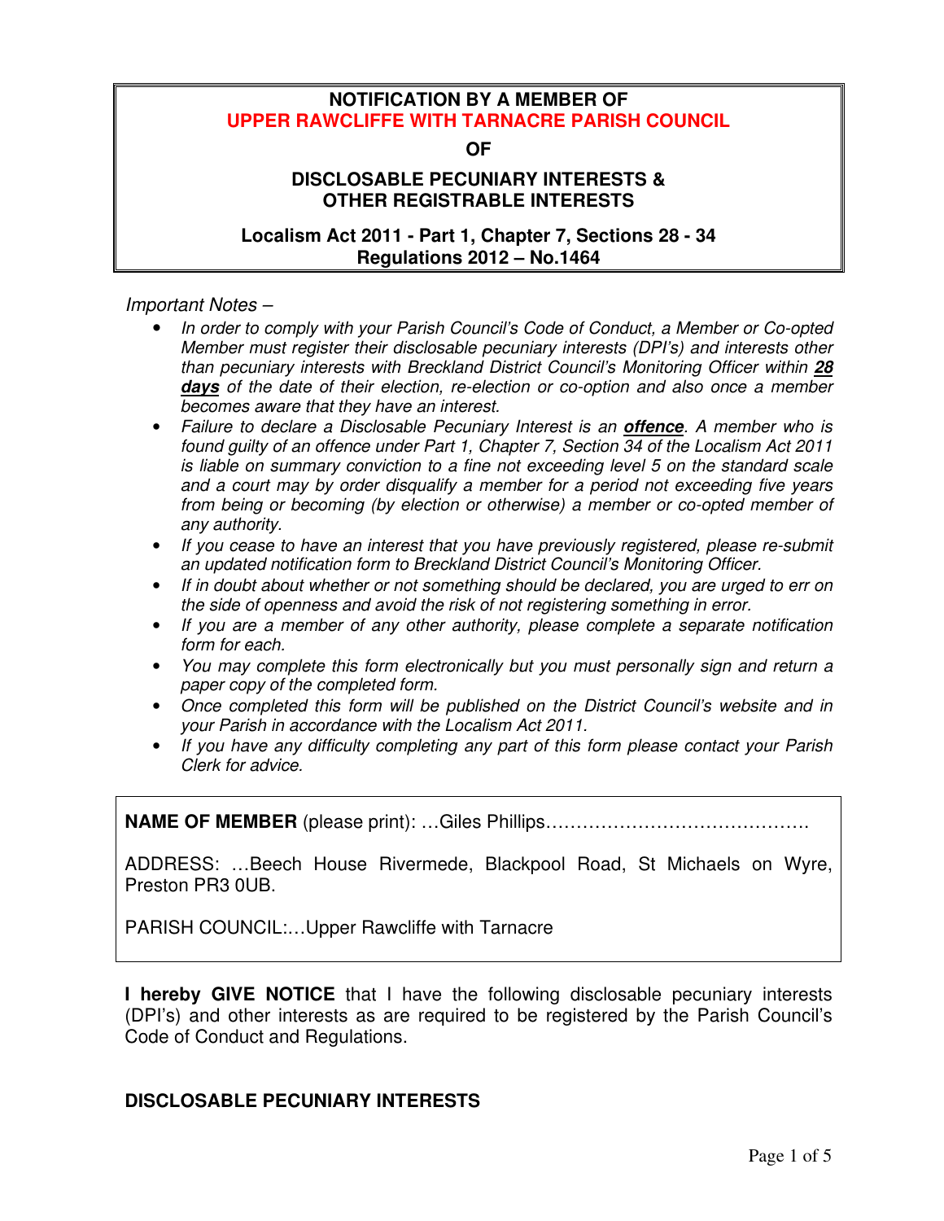**NOTIFICATION BY A MEMBER OF**
**UPPER RAWCLIFFE WITH TARNACRE PARISH COUNCIL**

**OF**

**DISCLOSABLE PECUNIARY INTERESTS &**
**OTHER REGISTRABLE INTERESTS**

**Localism Act 2011 - Part 1, Chapter 7, Sections 28 - 34**
**Regulations 2012 – No.1464**

*Important Notes –*

- *In order to comply with your Parish Council's Code of Conduct, a Member or Co-opted Member must register their disclosable pecuniary interests (DPI's) and interests other than pecuniary interests with Breckland District Council's Monitoring Officer within* ***28 days*** *of the date of their election, re-election or co-option and also once a member becomes aware that they have an interest.*
- *Failure to declare a Disclosable Pecuniary Interest is an* ***offence****. A member who is found guilty of an offence under Part 1, Chapter 7, Section 34 of the Localism Act 2011 is liable on summary conviction to a fine not exceeding level 5 on the standard scale and a court may by order disqualify a member for a period not exceeding five years from being or becoming (by election or otherwise) a member or co-opted member of any authority.*
- *If you cease to have an interest that you have previously registered, please re-submit an updated notification form to Breckland District Council's Monitoring Officer.*
- *If in doubt about whether or not something should be declared, you are urged to err on the side of openness and avoid the risk of not registering something in error.*
- *If you are a member of any other authority, please complete a separate notification form for each.*
- *You may complete this form electronically but you must personally sign and return a paper copy of the completed form.*
- *Once completed this form will be published on the District Council's website and in your Parish in accordance with the Localism Act 2011.*
- *If you have any difficulty completing any part of this form please contact your Parish Clerk for advice.*

**NAME OF MEMBER** (please print): …Giles Phillips…………………………………….

ADDRESS: …Beech House Rivermede, Blackpool Road, St Michaels on Wyre, Preston PR3 0UB.

PARISH COUNCIL:…Upper Rawcliffe with Tarnacre

**I hereby GIVE NOTICE** that I have the following disclosable pecuniary interests (DPI's) and other interests as are required to be registered by the Parish Council's Code of Conduct and Regulations.

**DISCLOSABLE PECUNIARY INTERESTS**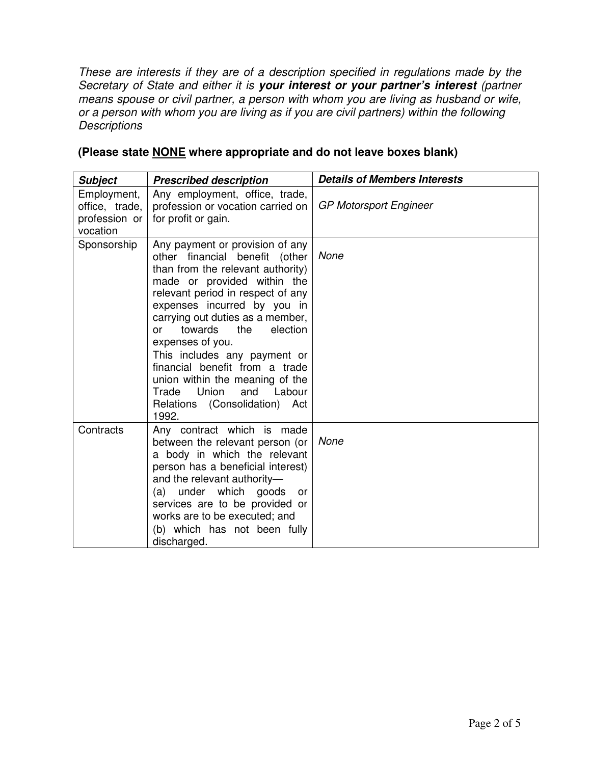*These are interests if they are of a description specified in regulations made by the Secretary of State and either it is **your interest or your partner's interest** (partner means spouse or civil partner, a person with whom you are living as husband or wife, or a person with whom you are living as if you are civil partners) within the following Descriptions*

**(Please state <u>NONE</u> where appropriate and do not leave boxes blank)**

| ***Subject*** | ***Prescribed description*** | ***Details of Members Interests*** |
|---|---|---|
| Employment, office, trade, profession or vocation | Any employment, office, trade, profession or vocation carried on for profit or gain. | *GP Motorsport Engineer* |
| Sponsorship | Any payment or provision of any other financial benefit (other than from the relevant authority) made or provided within the relevant period in respect of any expenses incurred by you in carrying out duties as a member, or towards the election expenses of you.<br>This includes any payment or financial benefit from a trade union within the meaning of the Trade Union and Labour Relations (Consolidation) Act 1992. | *None* |
| Contracts | Any contract which is made between the relevant person (or a body in which the relevant person has a beneficial interest) and the relevant authority—<br>(a) under which goods or services are to be provided or works are to be executed; and<br>(b) which has not been fully discharged. | *None* |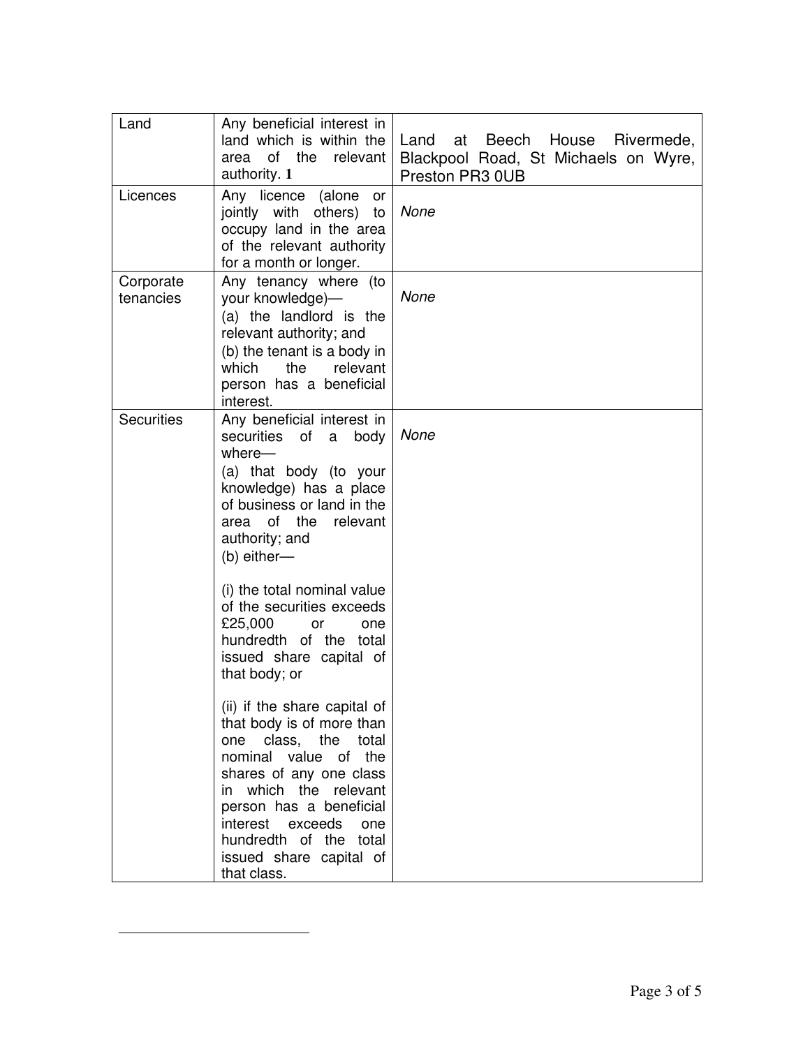| Land | Any beneficial interest in land which is within the area of the relevant authority. **1** | Land at Beech House Rivermede, Blackpool Road, St Michaels on Wyre, Preston PR3 0UB |
|---|---|---|
| Licences | Any licence (alone or jointly with others) to occupy land in the area of the relevant authority for a month or longer. | *None* |
| Corporate tenancies | Any tenancy where (to your knowledge)—<br>(a) the landlord is the relevant authority; and<br>(b) the tenant is a body in which the relevant person has a beneficial interest. | *None* |
| Securities | Any beneficial interest in securities of a body where—<br>(a) that body (to your knowledge) has a place of business or land in the area of the relevant authority; and<br>(b) either—<br><br>(i) the total nominal value of the securities exceeds £25,000 or one hundredth of the total issued share capital of that body; or<br><br>(ii) if the share capital of that body is of more than one class, the total nominal value of the shares of any one class in which the relevant person has a beneficial interest exceeds one hundredth of the total issued share capital of that class. | *None* |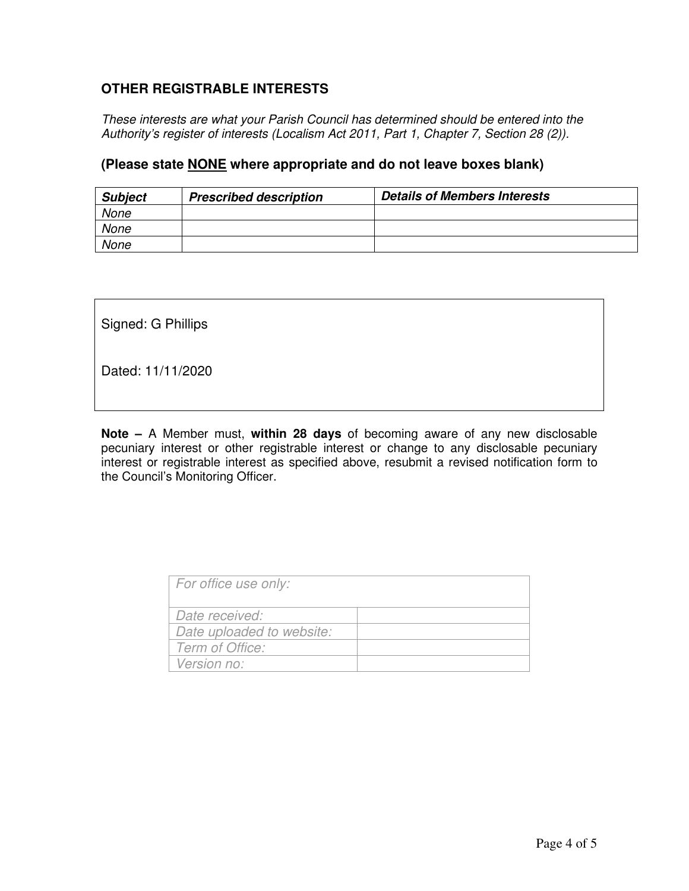## OTHER REGISTRABLE INTERESTS

*These interests are what your Parish Council has determined should be entered into the Authority's register of interests (Localism Act 2011, Part 1, Chapter 7, Section 28 (2)).*

### (Please state NONE where appropriate and do not leave boxes blank)

| *Subject* | *Prescribed description* | *Details of Members Interests* |
|---|---|---|
| *None* | | |
| *None* | | |
| *None* | | |

Signed: G Phillips

Dated: 11/11/2020

**Note –** A Member must, **within 28 days** of becoming aware of any new disclosable pecuniary interest or other registrable interest or change to any disclosable pecuniary interest or registrable interest as specified above, resubmit a revised notification form to the Council's Monitoring Officer.

| *For office use only:* | |
|---|---|
| *Date received:* | |
| *Date uploaded to website:* | |
| *Term of Office:* | |
| *Version no:* | |